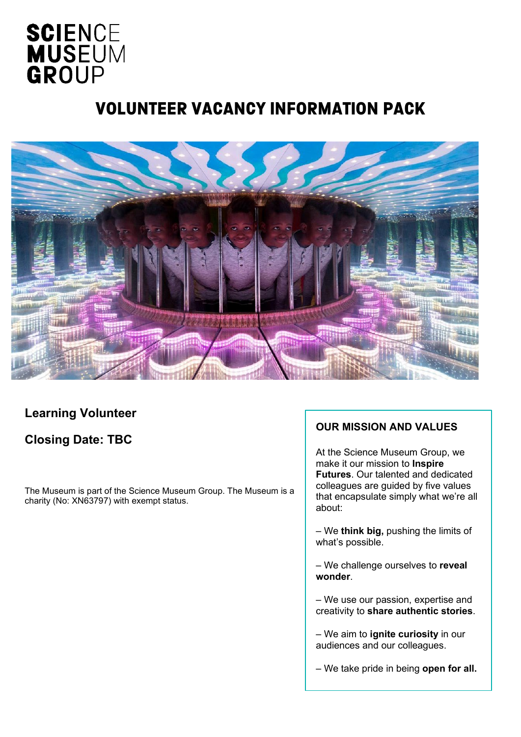SCIENCE
MUSEUM
GROUP

# VOLUNTEER VACANCY INFORMATION PACK

## Learning Volunteer

## Closing Date: TBC

The Museum is part of the Science Museum Group. The Museum is a charity (No: XN63797) with exempt status.

### OUR MISSION AND VALUES

At the Science Museum Group, we make it our mission to **Inspire Futures**. Our talented and dedicated colleagues are guided by five values that encapsulate simply what we're all about:

– We **think big,** pushing the limits of what's possible.

– We challenge ourselves to **reveal wonder**.

– We use our passion, expertise and creativity to **share authentic stories**.

– We aim to **ignite curiosity** in our audiences and our colleagues.

– We take pride in being **open for all.**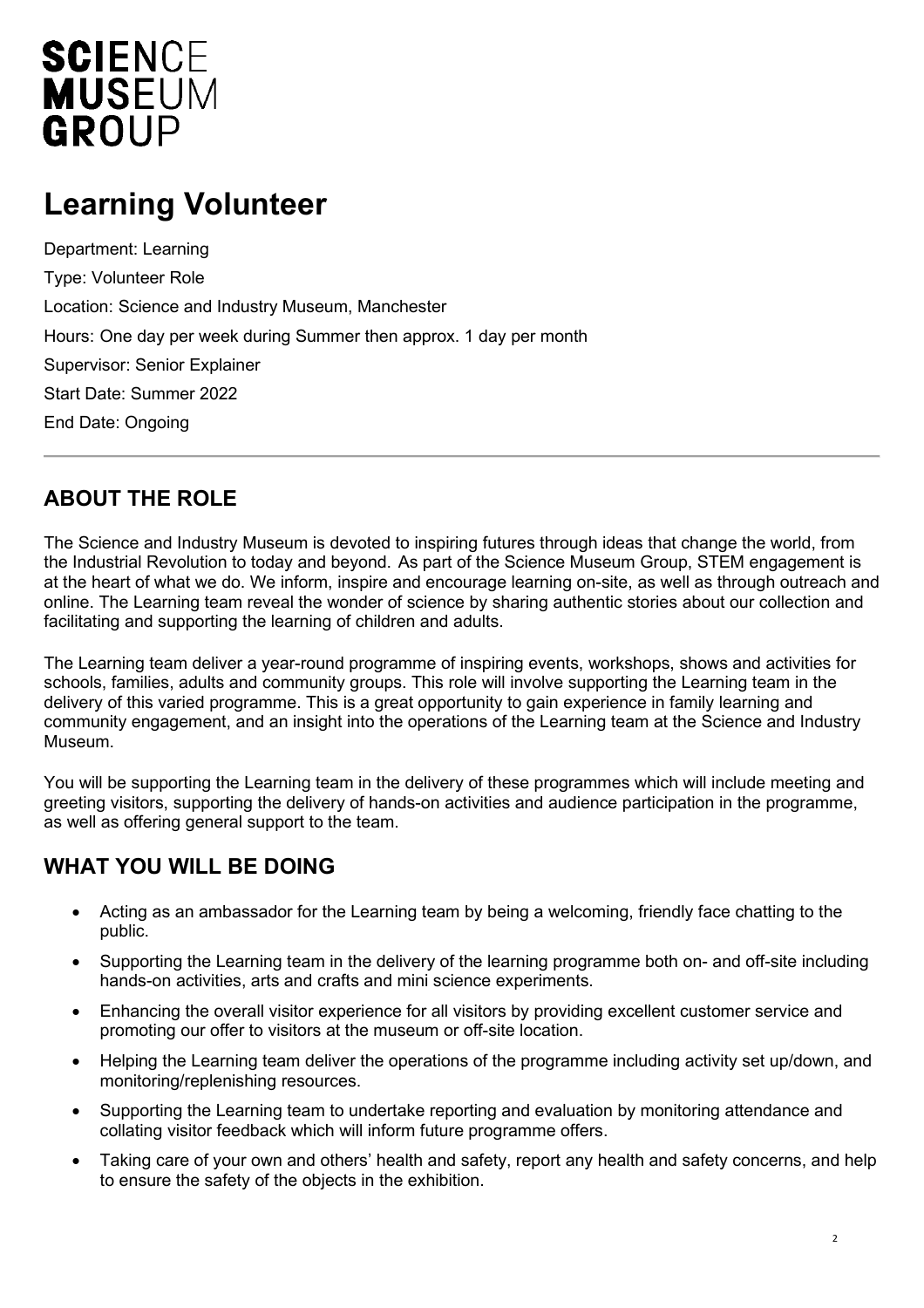SCIENCE
MUSEUM
GROUP

# Learning Volunteer

Department: Learning

Type: Volunteer Role

Location: Science and Industry Museum, Manchester

Hours: One day per week during Summer then approx. 1 day per month

Supervisor: Senior Explainer

Start Date: Summer 2022

End Date: Ongoing

---

## ABOUT THE ROLE

The Science and Industry Museum is devoted to inspiring futures through ideas that change the world, from the Industrial Revolution to today and beyond. As part of the Science Museum Group, STEM engagement is at the heart of what we do. We inform, inspire and encourage learning on-site, as well as through outreach and online. The Learning team reveal the wonder of science by sharing authentic stories about our collection and facilitating and supporting the learning of children and adults.

The Learning team deliver a year-round programme of inspiring events, workshops, shows and activities for schools, families, adults and community groups. This role will involve supporting the Learning team in the delivery of this varied programme. This is a great opportunity to gain experience in family learning and community engagement, and an insight into the operations of the Learning team at the Science and Industry Museum.

You will be supporting the Learning team in the delivery of these programmes which will include meeting and greeting visitors, supporting the delivery of hands-on activities and audience participation in the programme, as well as offering general support to the team.

## WHAT YOU WILL BE DOING

- Acting as an ambassador for the Learning team by being a welcoming, friendly face chatting to the public.
- Supporting the Learning team in the delivery of the learning programme both on- and off-site including hands-on activities, arts and crafts and mini science experiments.
- Enhancing the overall visitor experience for all visitors by providing excellent customer service and promoting our offer to visitors at the museum or off-site location.
- Helping the Learning team deliver the operations of the programme including activity set up/down, and monitoring/replenishing resources.
- Supporting the Learning team to undertake reporting and evaluation by monitoring attendance and collating visitor feedback which will inform future programme offers.
- Taking care of your own and others' health and safety, report any health and safety concerns, and help to ensure the safety of the objects in the exhibition.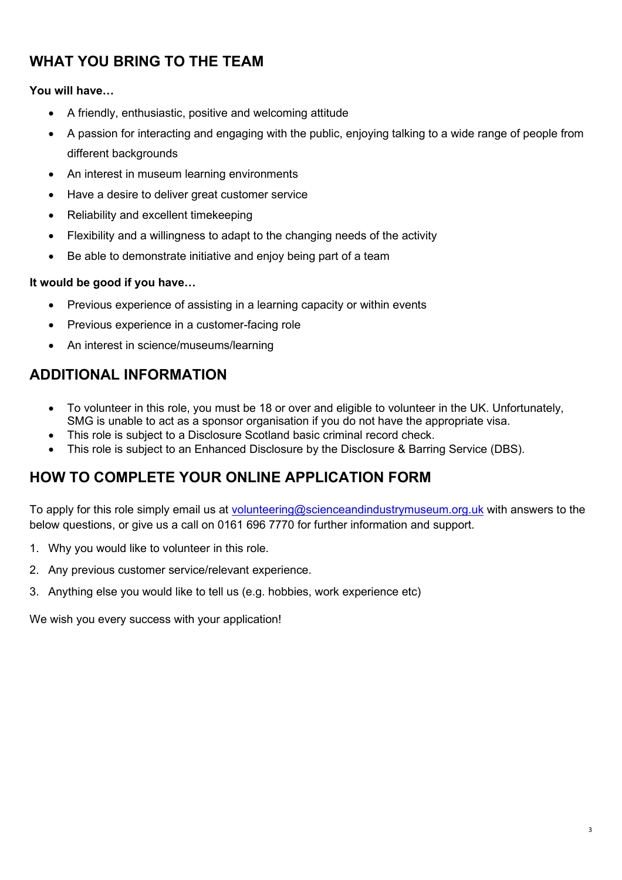## WHAT YOU BRING TO THE TEAM

**You will have…**

- A friendly, enthusiastic, positive and welcoming attitude
- A passion for interacting and engaging with the public, enjoying talking to a wide range of people from different backgrounds
- An interest in museum learning environments
- Have a desire to deliver great customer service
- Reliability and excellent timekeeping
- Flexibility and a willingness to adapt to the changing needs of the activity
- Be able to demonstrate initiative and enjoy being part of a team

**It would be good if you have…**

- Previous experience of assisting in a learning capacity or within events
- Previous experience in a customer-facing role
- An interest in science/museums/learning

## ADDITIONAL INFORMATION

- To volunteer in this role, you must be 18 or over and eligible to volunteer in the UK. Unfortunately, SMG is unable to act as a sponsor organisation if you do not have the appropriate visa.
- This role is subject to a Disclosure Scotland basic criminal record check.
- This role is subject to an Enhanced Disclosure by the Disclosure & Barring Service (DBS).

## HOW TO COMPLETE YOUR ONLINE APPLICATION FORM

To apply for this role simply email us at volunteering@scienceandindustrymuseum.org.uk with answers to the below questions, or give us a call on 0161 696 7770 for further information and support.

1. Why you would like to volunteer in this role.
2. Any previous customer service/relevant experience.
3. Anything else you would like to tell us (e.g. hobbies, work experience etc)

We wish you every success with your application!